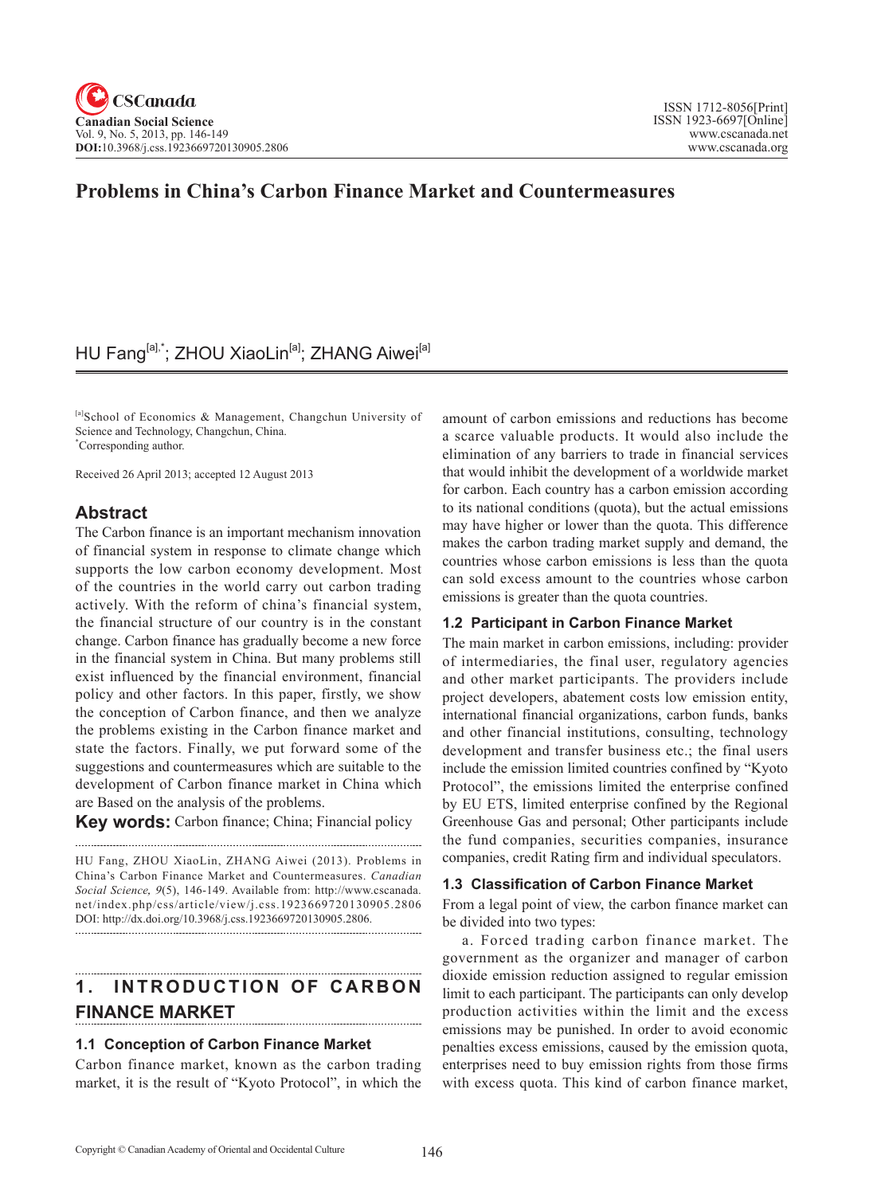# Problems in China's Carbon Finance Market and Countermeasures

HU Fang[a],*; ZHOU XiaoLin[a]; ZHANG Aiwei[a]

[a]School of Economics & Management, Changchun University of Science and Technology, Changchun, China.
*Corresponding author.

Received 26 April 2013; accepted 12 August 2013

## Abstract

The Carbon finance is an important mechanism innovation of financial system in response to climate change which supports the low carbon economy development. Most of the countries in the world carry out carbon trading actively. With the reform of china's financial system, the financial structure of our country is in the constant change. Carbon finance has gradually become a new force in the financial system in China. But many problems still exist influenced by the financial environment, financial policy and other factors. In this paper, firstly, we show the conception of Carbon finance, and then we analyze the problems existing in the Carbon finance market and state the factors. Finally, we put forward some of the suggestions and countermeasures which are suitable to the development of Carbon finance market in China which are Based on the analysis of the problems.

**Key words:** Carbon finance; China; Financial policy

HU Fang, ZHOU XiaoLin, ZHANG Aiwei (2013). Problems in China's Carbon Finance Market and Countermeasures. *Canadian Social Science*, *9*(5), 146-149. Available from: http://www.cscanada.net/index.php/css/article/view/j.css.1923669720130905.2806 DOI: http://dx.doi.org/10.3968/j.css.1923669720130905.2806.

## 1. INTRODUCTION OF CARBON FINANCE MARKET

### 1.1 Conception of Carbon Finance Market

Carbon finance market, known as the carbon trading market, it is the result of "Kyoto Protocol", in which the amount of carbon emissions and reductions has become a scarce valuable products. It would also include the elimination of any barriers to trade in financial services that would inhibit the development of a worldwide market for carbon. Each country has a carbon emission according to its national conditions (quota), but the actual emissions may have higher or lower than the quota. This difference makes the carbon trading market supply and demand, the countries whose carbon emissions is less than the quota can sold excess amount to the countries whose carbon emissions is greater than the quota countries.

### 1.2 Participant in Carbon Finance Market

The main market in carbon emissions, including: provider of intermediaries, the final user, regulatory agencies and other market participants. The providers include project developers, abatement costs low emission entity, international financial organizations, carbon funds, banks and other financial institutions, consulting, technology development and transfer business etc.; the final users include the emission limited countries confined by "Kyoto Protocol", the emissions limited the enterprise confined by EU ETS, limited enterprise confined by the Regional Greenhouse Gas and personal; Other participants include the fund companies, securities companies, insurance companies, credit Rating firm and individual speculators.

### 1.3 Classification of Carbon Finance Market

From a legal point of view, the carbon finance market can be divided into two types:

a. Forced trading carbon finance market. The government as the organizer and manager of carbon dioxide emission reduction assigned to regular emission limit to each participant. The participants can only develop production activities within the limit and the excess emissions may be punished. In order to avoid economic penalties excess emissions, caused by the emission quota, enterprises need to buy emission rights from those firms with excess quota. This kind of carbon finance market,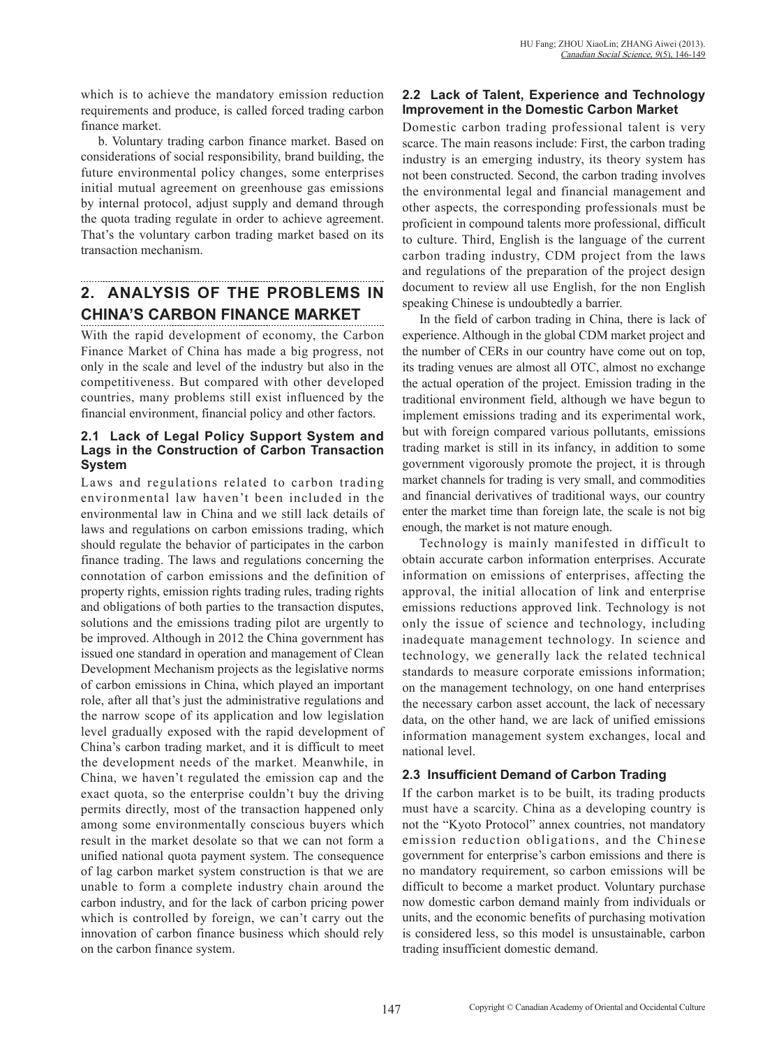which is to achieve the mandatory emission reduction requirements and produce, is called forced trading carbon finance market.

b. Voluntary trading carbon finance market. Based on considerations of social responsibility, brand building, the future environmental policy changes, some enterprises initial mutual agreement on greenhouse gas emissions by internal protocol, adjust supply and demand through the quota trading regulate in order to achieve agreement. That's the voluntary carbon trading market based on its transaction mechanism.

## 2. ANALYSIS OF THE PROBLEMS IN CHINA'S CARBON FINANCE MARKET

With the rapid development of economy, the Carbon Finance Market of China has made a big progress, not only in the scale and level of the industry but also in the competitiveness. But compared with other developed countries, many problems still exist influenced by the financial environment, financial policy and other factors.

### 2.1 Lack of Legal Policy Support System and Lags in the Construction of Carbon Transaction System

Laws and regulations related to carbon trading environmental law haven't been included in the environmental law in China and we still lack details of laws and regulations on carbon emissions trading, which should regulate the behavior of participates in the carbon finance trading. The laws and regulations concerning the connotation of carbon emissions and the definition of property rights, emission rights trading rules, trading rights and obligations of both parties to the transaction disputes, solutions and the emissions trading pilot are urgently to be improved. Although in 2012 the China government has issued one standard in operation and management of Clean Development Mechanism projects as the legislative norms of carbon emissions in China, which played an important role, after all that's just the administrative regulations and the narrow scope of its application and low legislation level gradually exposed with the rapid development of China's carbon trading market, and it is difficult to meet the development needs of the market. Meanwhile, in China, we haven't regulated the emission cap and the exact quota, so the enterprise couldn't buy the driving permits directly, most of the transaction happened only among some environmentally conscious buyers which result in the market desolate so that we can not form a unified national quota payment system. The consequence of lag carbon market system construction is that we are unable to form a complete industry chain around the carbon industry, and for the lack of carbon pricing power which is controlled by foreign, we can't carry out the innovation of carbon finance business which should rely on the carbon finance system.

### 2.2 Lack of Talent, Experience and Technology Improvement in the Domestic Carbon Market

Domestic carbon trading professional talent is very scarce. The main reasons include: First, the carbon trading industry is an emerging industry, its theory system has not been constructed. Second, the carbon trading involves the environmental legal and financial management and other aspects, the corresponding professionals must be proficient in compound talents more professional, difficult to culture. Third, English is the language of the current carbon trading industry, CDM project from the laws and regulations of the preparation of the project design document to review all use English, for the non English speaking Chinese is undoubtedly a barrier.

In the field of carbon trading in China, there is lack of experience. Although in the global CDM market project and the number of CERs in our country have come out on top, its trading venues are almost all OTC, almost no exchange the actual operation of the project. Emission trading in the traditional environment field, although we have begun to implement emissions trading and its experimental work, but with foreign compared various pollutants, emissions trading market is still in its infancy, in addition to some government vigorously promote the project, it is through market channels for trading is very small, and commodities and financial derivatives of traditional ways, our country enter the market time than foreign late, the scale is not big enough, the market is not mature enough.

Technology is mainly manifested in difficult to obtain accurate carbon information enterprises. Accurate information on emissions of enterprises, affecting the approval, the initial allocation of link and enterprise emissions reductions approved link. Technology is not only the issue of science and technology, including inadequate management technology. In science and technology, we generally lack the related technical standards to measure corporate emissions information; on the management technology, on one hand enterprises the necessary carbon asset account, the lack of necessary data, on the other hand, we are lack of unified emissions information management system exchanges, local and national level.

### 2.3 Insufficient Demand of Carbon Trading

If the carbon market is to be built, its trading products must have a scarcity. China as a developing country is not the "Kyoto Protocol" annex countries, not mandatory emission reduction obligations, and the Chinese government for enterprise's carbon emissions and there is no mandatory requirement, so carbon emissions will be difficult to become a market product. Voluntary purchase now domestic carbon demand mainly from individuals or units, and the economic benefits of purchasing motivation is considered less, so this model is unsustainable, carbon trading insufficient domestic demand.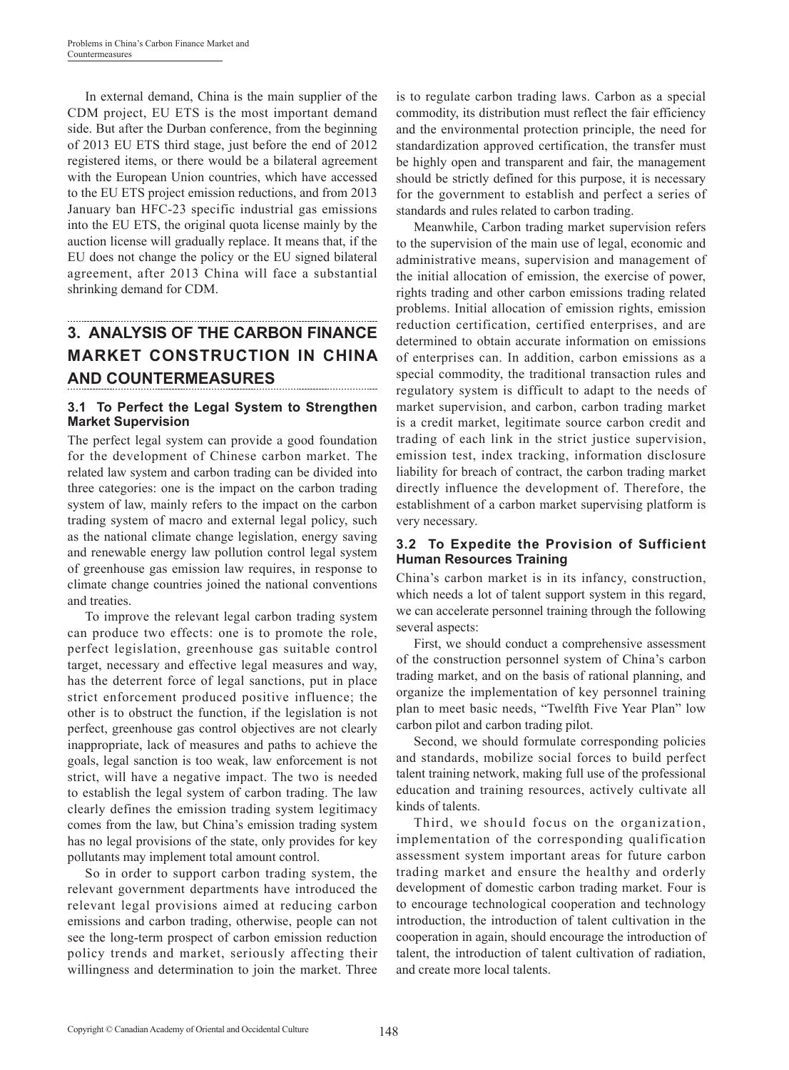In external demand, China is the main supplier of the CDM project, EU ETS is the most important demand side. But after the Durban conference, from the beginning of 2013 EU ETS third stage, just before the end of 2012 registered items, or there would be a bilateral agreement with the European Union countries, which have accessed to the EU ETS project emission reductions, and from 2013 January ban HFC-23 specific industrial gas emissions into the EU ETS, the original quota license mainly by the auction license will gradually replace. It means that, if the EU does not change the policy or the EU signed bilateral agreement, after 2013 China will face a substantial shrinking demand for CDM.

## 3. ANALYSIS OF THE CARBON FINANCE MARKET CONSTRUCTION IN CHINA AND COUNTERMEASURES

### 3.1 To Perfect the Legal System to Strengthen Market Supervision

The perfect legal system can provide a good foundation for the development of Chinese carbon market. The related law system and carbon trading can be divided into three categories: one is the impact on the carbon trading system of law, mainly refers to the impact on the carbon trading system of macro and external legal policy, such as the national climate change legislation, energy saving and renewable energy law pollution control legal system of greenhouse gas emission law requires, in response to climate change countries joined the national conventions and treaties.

To improve the relevant legal carbon trading system can produce two effects: one is to promote the role, perfect legislation, greenhouse gas suitable control target, necessary and effective legal measures and way, has the deterrent force of legal sanctions, put in place strict enforcement produced positive influence; the other is to obstruct the function, if the legislation is not perfect, greenhouse gas control objectives are not clearly inappropriate, lack of measures and paths to achieve the goals, legal sanction is too weak, law enforcement is not strict, will have a negative impact. The two is needed to establish the legal system of carbon trading. The law clearly defines the emission trading system legitimacy comes from the law, but China's emission trading system has no legal provisions of the state, only provides for key pollutants may implement total amount control.

So in order to support carbon trading system, the relevant government departments have introduced the relevant legal provisions aimed at reducing carbon emissions and carbon trading, otherwise, people can not see the long-term prospect of carbon emission reduction policy trends and market, seriously affecting their willingness and determination to join the market. Three is to regulate carbon trading laws. Carbon as a special commodity, its distribution must reflect the fair efficiency and the environmental protection principle, the need for standardization approved certification, the transfer must be highly open and transparent and fair, the management should be strictly defined for this purpose, it is necessary for the government to establish and perfect a series of standards and rules related to carbon trading.

Meanwhile, Carbon trading market supervision refers to the supervision of the main use of legal, economic and administrative means, supervision and management of the initial allocation of emission, the exercise of power, rights trading and other carbon emissions trading related problems. Initial allocation of emission rights, emission reduction certification, certified enterprises, and are determined to obtain accurate information on emissions of enterprises can. In addition, carbon emissions as a special commodity, the traditional transaction rules and regulatory system is difficult to adapt to the needs of market supervision, and carbon, carbon trading market is a credit market, legitimate source carbon credit and trading of each link in the strict justice supervision, emission test, index tracking, information disclosure liability for breach of contract, the carbon trading market directly influence the development of. Therefore, the establishment of a carbon market supervising platform is very necessary.

### 3.2 To Expedite the Provision of Sufficient Human Resources Training

China's carbon market is in its infancy, construction, which needs a lot of talent support system in this regard, we can accelerate personnel training through the following several aspects:

First, we should conduct a comprehensive assessment of the construction personnel system of China's carbon trading market, and on the basis of rational planning, and organize the implementation of key personnel training plan to meet basic needs, "Twelfth Five Year Plan" low carbon pilot and carbon trading pilot.

Second, we should formulate corresponding policies and standards, mobilize social forces to build perfect talent training network, making full use of the professional education and training resources, actively cultivate all kinds of talents.

Third, we should focus on the organization, implementation of the corresponding qualification assessment system important areas for future carbon trading market and ensure the healthy and orderly development of domestic carbon trading market. Four is to encourage technological cooperation and technology introduction, the introduction of talent cultivation in the cooperation in again, should encourage the introduction of talent, the introduction of talent cultivation of radiation, and create more local talents.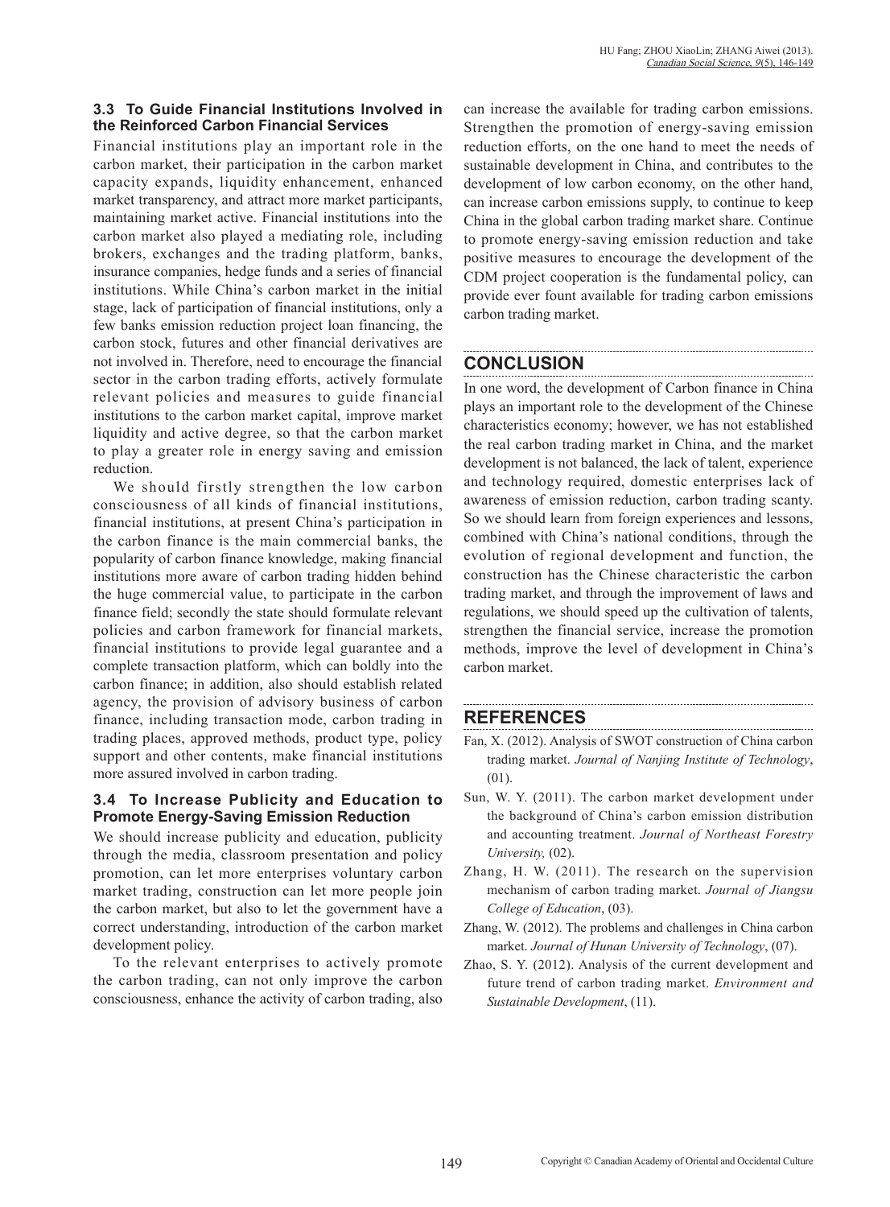### 3.3 To Guide Financial Institutions Involved in the Reinforced Carbon Financial Services

Financial institutions play an important role in the carbon market, their participation in the carbon market capacity expands, liquidity enhancement, enhanced market transparency, and attract more market participants, maintaining market active. Financial institutions into the carbon market also played a mediating role, including brokers, exchanges and the trading platform, banks, insurance companies, hedge funds and a series of financial institutions. While China's carbon market in the initial stage, lack of participation of financial institutions, only a few banks emission reduction project loan financing, the carbon stock, futures and other financial derivatives are not involved in. Therefore, need to encourage the financial sector in the carbon trading efforts, actively formulate relevant policies and measures to guide financial institutions to the carbon market capital, improve market liquidity and active degree, so that the carbon market to play a greater role in energy saving and emission reduction.

We should firstly strengthen the low carbon consciousness of all kinds of financial institutions, financial institutions, at present China's participation in the carbon finance is the main commercial banks, the popularity of carbon finance knowledge, making financial institutions more aware of carbon trading hidden behind the huge commercial value, to participate in the carbon finance field; secondly the state should formulate relevant policies and carbon framework for financial markets, financial institutions to provide legal guarantee and a complete transaction platform, which can boldly into the carbon finance; in addition, also should establish related agency, the provision of advisory business of carbon finance, including transaction mode, carbon trading in trading places, approved methods, product type, policy support and other contents, make financial institutions more assured involved in carbon trading.

### 3.4 To Increase Publicity and Education to Promote Energy-Saving Emission Reduction

We should increase publicity and education, publicity through the media, classroom presentation and policy promotion, can let more enterprises voluntary carbon market trading, construction can let more people join the carbon market, but also to let the government have a correct understanding, introduction of the carbon market development policy.

To the relevant enterprises to actively promote the carbon trading, can not only improve the carbon consciousness, enhance the activity of carbon trading, also can increase the available for trading carbon emissions. Strengthen the promotion of energy-saving emission reduction efforts, on the one hand to meet the needs of sustainable development in China, and contributes to the development of low carbon economy, on the other hand, can increase carbon emissions supply, to continue to keep China in the global carbon trading market share. Continue to promote energy-saving emission reduction and take positive measures to encourage the development of the CDM project cooperation is the fundamental policy, can provide ever fount available for trading carbon emissions carbon trading market.

## CONCLUSION

In one word, the development of Carbon finance in China plays an important role to the development of the Chinese characteristics economy; however, we has not established the real carbon trading market in China, and the market development is not balanced, the lack of talent, experience and technology required, domestic enterprises lack of awareness of emission reduction, carbon trading scanty. So we should learn from foreign experiences and lessons, combined with China's national conditions, through the evolution of regional development and function, the construction has the Chinese characteristic the carbon trading market, and through the improvement of laws and regulations, we should speed up the cultivation of talents, strengthen the financial service, increase the promotion methods, improve the level of development in China's carbon market.

## REFERENCES

Fan, X. (2012). Analysis of SWOT construction of China carbon trading market. *Journal of Nanjing Institute of Technology*, (01).

Sun, W. Y. (2011). The carbon market development under the background of China's carbon emission distribution and accounting treatment. *Journal of Northeast Forestry University,* (02).

Zhang, H. W. (2011). The research on the supervision mechanism of carbon trading market. *Journal of Jiangsu College of Education*, (03).

Zhang, W. (2012). The problems and challenges in China carbon market. *Journal of Hunan University of Technology*, (07).

Zhao, S. Y. (2012). Analysis of the current development and future trend of carbon trading market. *Environment and Sustainable Development*, (11).